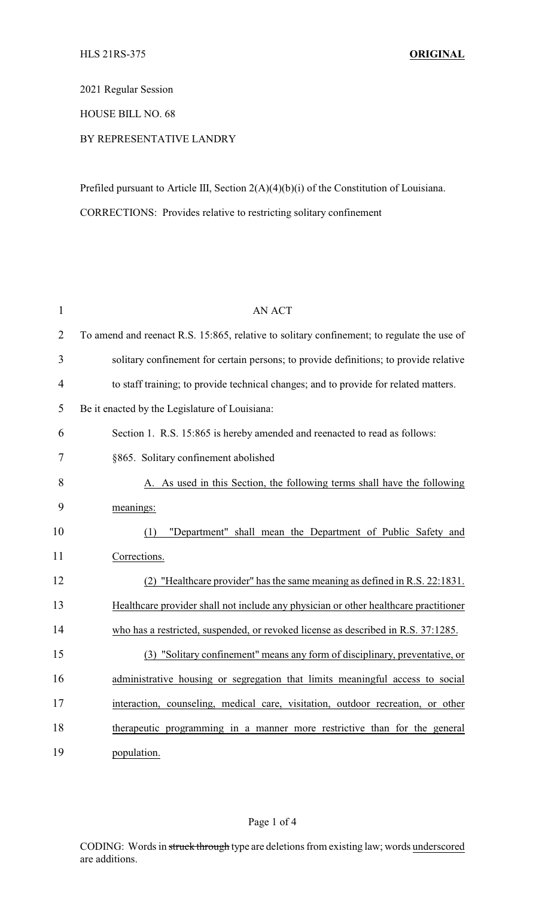HLS 21RS-375 **ORIGINAL**

2021 Regular Session

HOUSE BILL NO. 68

BY REPRESENTATIVE LANDRY

Prefiled pursuant to Article III, Section 2(A)(4)(b)(i) of the Constitution of Louisiana.

CORRECTIONS: Provides relative to restricting solitary confinement

AN ACT

To amend and reenact R.S. 15:865, relative to solitary confinement; to regulate the use of solitary confinement for certain persons; to provide definitions; to provide relative to staff training; to provide technical changes; and to provide for related matters.

Be it enacted by the Legislature of Louisiana:

Section 1. R.S. 15:865 is hereby amended and reenacted to read as follows:

§865. Solitary confinement abolished

A. As used in this Section, the following terms shall have the following meanings:

(1) "Department" shall mean the Department of Public Safety and Corrections.

(2) "Healthcare provider" has the same meaning as defined in R.S. 22:1831. Healthcare provider shall not include any physician or other healthcare practitioner who has a restricted, suspended, or revoked license as described in R.S. 37:1285.

(3) "Solitary confinement" means any form of disciplinary, preventative, or administrative housing or segregation that limits meaningful access to social interaction, counseling, medical care, visitation, outdoor recreation, or other therapeutic programming in a manner more restrictive than for the general population.

CODING: Words in ~~struck through~~ type are deletions from existing law; words underscored are additions.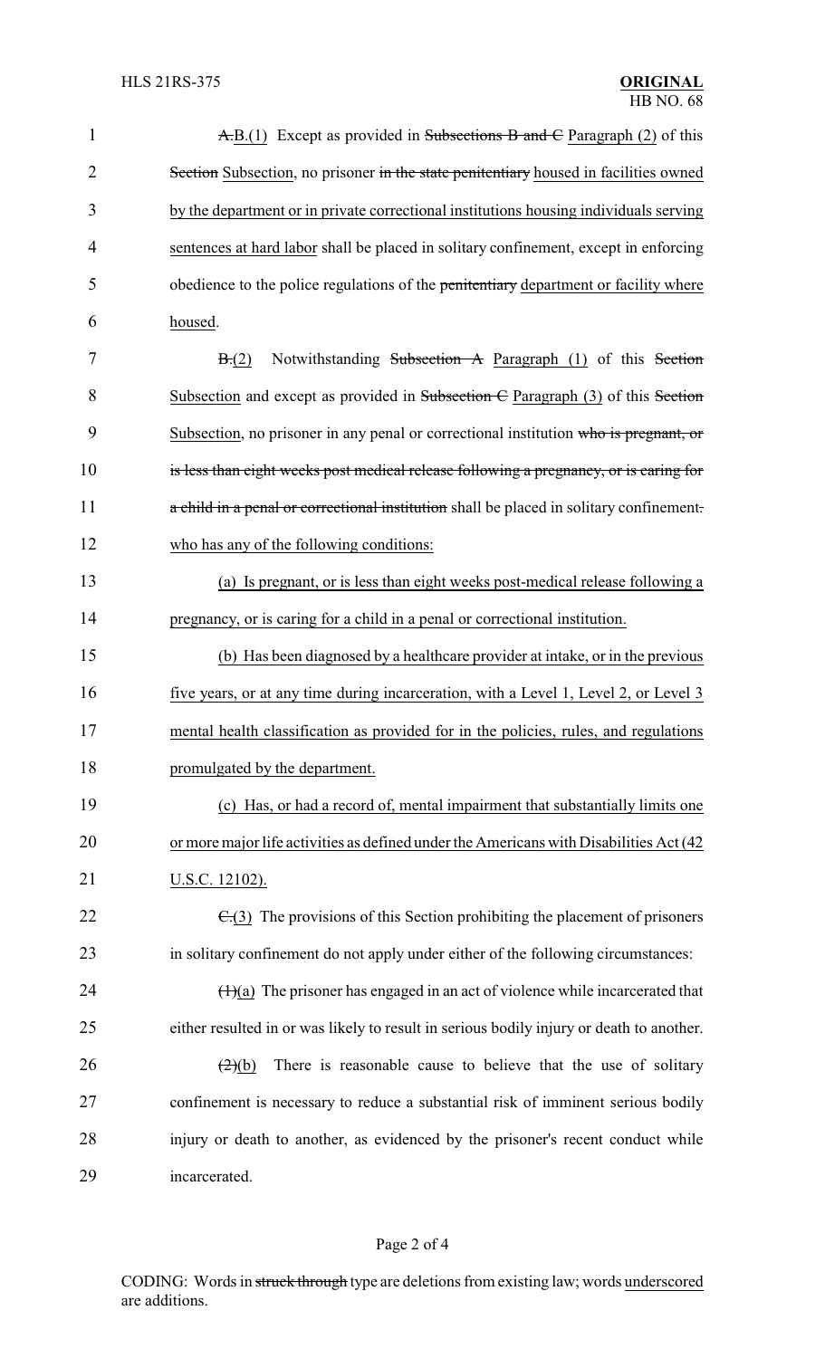~~A.~~B.(1) Except as provided in ~~Subsections B and C~~ Paragraph (2) of this ~~Section~~ Subsection, no prisoner ~~in the state penitentiary~~ housed in facilities owned by the department or in private correctional institutions housing individuals serving sentences at hard labor shall be placed in solitary confinement, except in enforcing obedience to the police regulations of the ~~penitentiary~~ department or facility where housed.

~~B.~~(2) Notwithstanding ~~Subsection A~~ Paragraph (1) of this ~~Section~~ Subsection and except as provided in ~~Subsection C~~ Paragraph (3) of this ~~Section~~ Subsection, no prisoner in any penal or correctional institution ~~who is pregnant, or is less than eight weeks post medical release following a pregnancy, or is caring for a child in a penal or correctional institution~~ shall be placed in solitary confinement~~.~~ who has any of the following conditions:

(a) Is pregnant, or is less than eight weeks post-medical release following a pregnancy, or is caring for a child in a penal or correctional institution.

(b) Has been diagnosed by a healthcare provider at intake, or in the previous five years, or at any time during incarceration, with a Level 1, Level 2, or Level 3 mental health classification as provided for in the policies, rules, and regulations promulgated by the department.

(c) Has, or had a record of, mental impairment that substantially limits one or more major life activities as defined under the Americans with Disabilities Act (42 U.S.C. 12102).

~~C.~~(3) The provisions of this Section prohibiting the placement of prisoners in solitary confinement do not apply under either of the following circumstances:

~~(1)~~(a) The prisoner has engaged in an act of violence while incarcerated that either resulted in or was likely to result in serious bodily injury or death to another.

~~(2)~~(b) There is reasonable cause to believe that the use of solitary confinement is necessary to reduce a substantial risk of imminent serious bodily injury or death to another, as evidenced by the prisoner's recent conduct while incarcerated.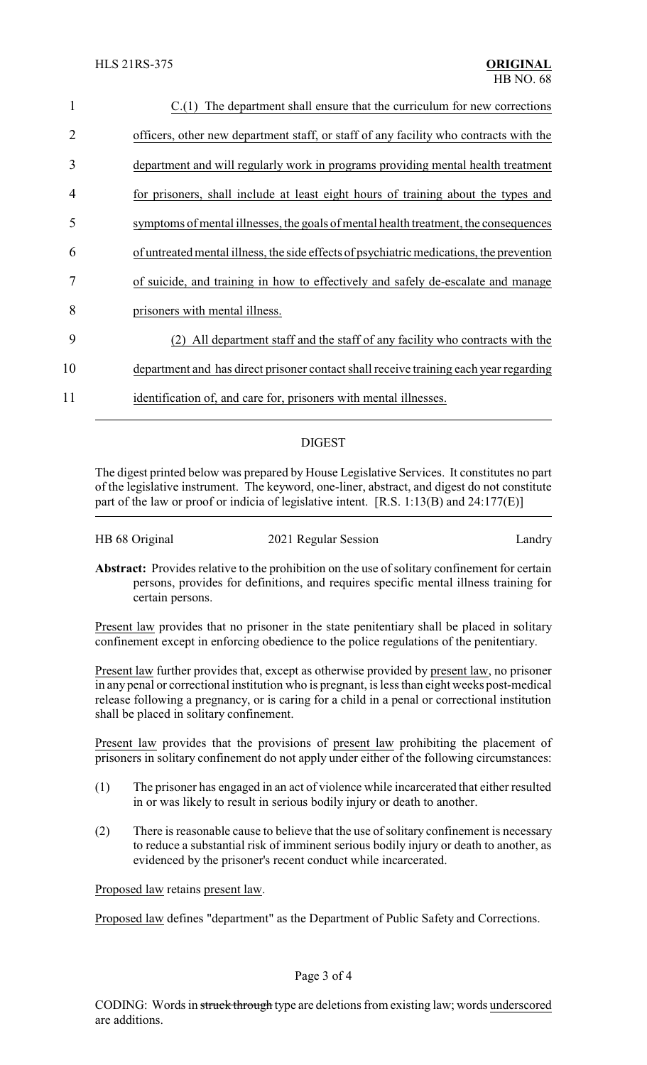C.(1) The department shall ensure that the curriculum for new corrections officers, other new department staff, or staff of any facility who contracts with the department and will regularly work in programs providing mental health treatment for prisoners, shall include at least eight hours of training about the types and symptoms of mental illnesses, the goals of mental health treatment, the consequences of untreated mental illness, the side effects of psychiatric medications, the prevention of suicide, and training in how to effectively and safely de-escalate and manage prisoners with mental illness.

(2) All department staff and the staff of any facility who contracts with the department and has direct prisoner contact shall receive training each year regarding identification of, and care for, prisoners with mental illnesses.

## DIGEST

The digest printed below was prepared by House Legislative Services. It constitutes no part of the legislative instrument. The keyword, one-liner, abstract, and digest do not constitute part of the law or proof or indicia of legislative intent. [R.S. 1:13(B) and 24:177(E)]

HB 68 Original 2021 Regular Session Landry

**Abstract:** Provides relative to the prohibition on the use of solitary confinement for certain persons, provides for definitions, and requires specific mental illness training for certain persons.

Present law provides that no prisoner in the state penitentiary shall be placed in solitary confinement except in enforcing obedience to the police regulations of the penitentiary.

Present law further provides that, except as otherwise provided by present law, no prisoner in any penal or correctional institution who is pregnant, is less than eight weeks post-medical release following a pregnancy, or is caring for a child in a penal or correctional institution shall be placed in solitary confinement.

Present law provides that the provisions of present law prohibiting the placement of prisoners in solitary confinement do not apply under either of the following circumstances:

(1) The prisoner has engaged in an act of violence while incarcerated that either resulted in or was likely to result in serious bodily injury or death to another.

(2) There is reasonable cause to believe that the use of solitary confinement is necessary to reduce a substantial risk of imminent serious bodily injury or death to another, as evidenced by the prisoner's recent conduct while incarcerated.

Proposed law retains present law.

Proposed law defines "department" as the Department of Public Safety and Corrections.

CODING: Words in struck through type are deletions from existing law; words underscored are additions.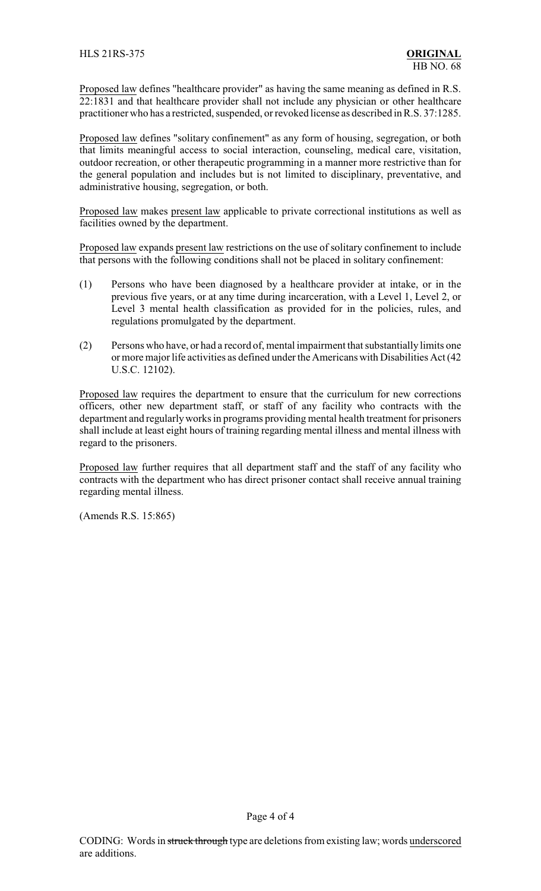Proposed law defines "healthcare provider" as having the same meaning as defined in R.S. 22:1831 and that healthcare provider shall not include any physician or other healthcare practitioner who has a restricted, suspended, or revoked license as described in R.S. 37:1285.

Proposed law defines "solitary confinement" as any form of housing, segregation, or both that limits meaningful access to social interaction, counseling, medical care, visitation, outdoor recreation, or other therapeutic programming in a manner more restrictive than for the general population and includes but is not limited to disciplinary, preventative, and administrative housing, segregation, or both.

Proposed law makes present law applicable to private correctional institutions as well as facilities owned by the department.

Proposed law expands present law restrictions on the use of solitary confinement to include that persons with the following conditions shall not be placed in solitary confinement:

(1) Persons who have been diagnosed by a healthcare provider at intake, or in the previous five years, or at any time during incarceration, with a Level 1, Level 2, or Level 3 mental health classification as provided for in the policies, rules, and regulations promulgated by the department.

(2) Persons who have, or had a record of, mental impairment that substantially limits one or more major life activities as defined under the Americans with Disabilities Act (42 U.S.C. 12102).

Proposed law requires the department to ensure that the curriculum for new corrections officers, other new department staff, or staff of any facility who contracts with the department and regularly works in programs providing mental health treatment for prisoners shall include at least eight hours of training regarding mental illness and mental illness with regard to the prisoners.

Proposed law further requires that all department staff and the staff of any facility who contracts with the department who has direct prisoner contact shall receive annual training regarding mental illness.

(Amends R.S. 15:865)

CODING: Words in ~~struck through~~ type are deletions from existing law; words underscored are additions.